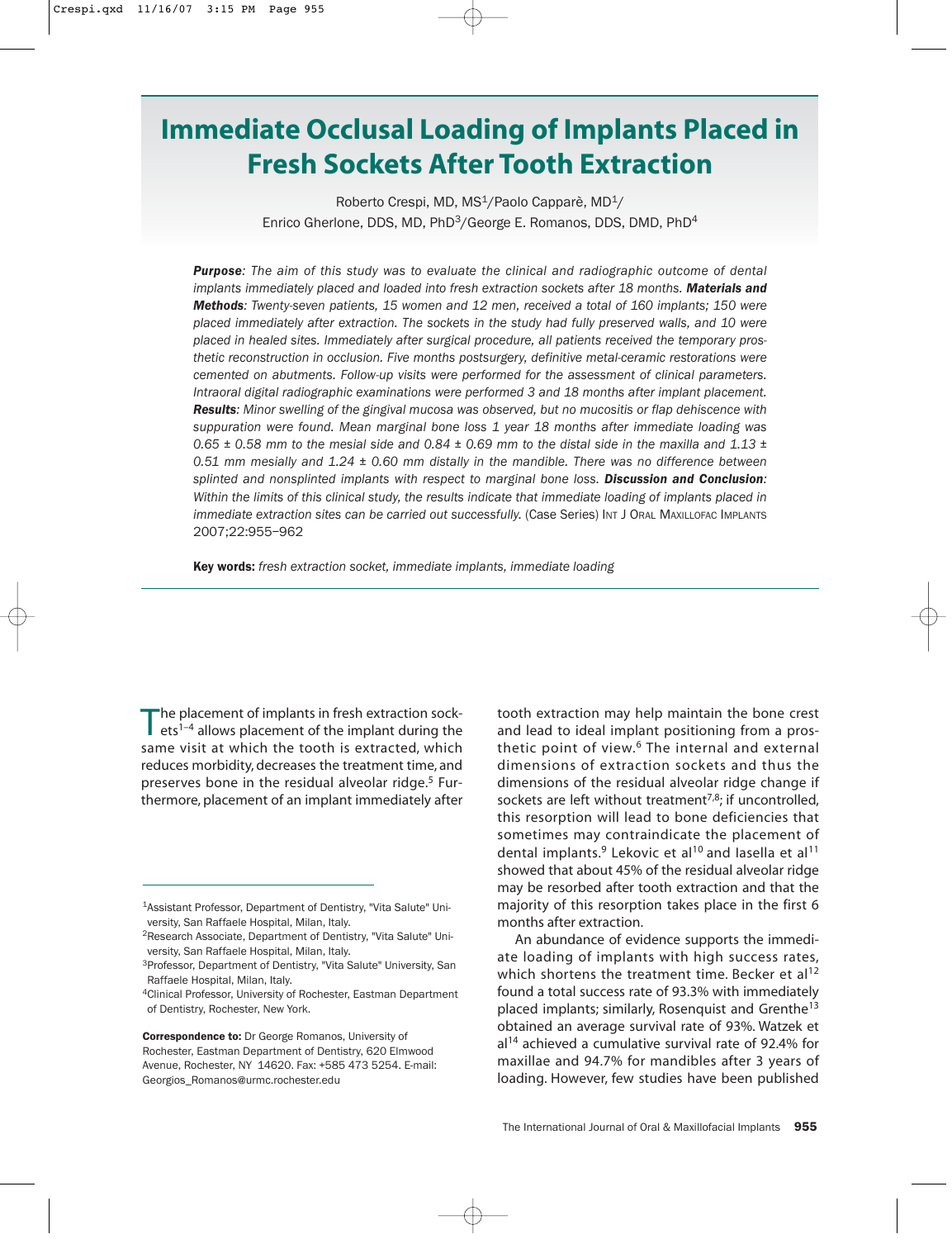# Immediate Occlusal Loading of Implants Placed in Fresh Sockets After Tooth Extraction

Roberto Crespi, MD, MS[1]/Paolo Capparè, MD[1]/
Enrico Gherlone, DDS, MD, PhD[3]/George E. Romanos, DDS, DMD, PhD[4]

***Purpose****: The aim of this study was to evaluate the clinical and radiographic outcome of dental implants immediately placed and loaded into fresh extraction sockets after 18 months.* ***Materials and Methods****: Twenty-seven patients, 15 women and 12 men, received a total of 160 implants; 150 were placed immediately after extraction. The sockets in the study had fully preserved walls, and 10 were placed in healed sites. Immediately after surgical procedure, all patients received the temporary prosthetic reconstruction in occlusion. Five months postsurgery, definitive metal-ceramic restorations were cemented on abutments. Follow-up visits were performed for the assessment of clinical parameters. Intraoral digital radiographic examinations were performed 3 and 18 months after implant placement.* ***Results****: Minor swelling of the gingival mucosa was observed, but no mucositis or flap dehiscence with suppuration were found. Mean marginal bone loss 1 year 18 months after immediate loading was 0.65 ± 0.58 mm to the mesial side and 0.84 ± 0.69 mm to the distal side in the maxilla and 1.13 ± 0.51 mm mesially and 1.24 ± 0.60 mm distally in the mandible. There was no difference between splinted and nonsplinted implants with respect to marginal bone loss.* ***Discussion and Conclusion****: Within the limits of this clinical study, the results indicate that immediate loading of implants placed in immediate extraction sites can be carried out successfully.* (Case Series) INT J ORAL MAXILLOFAC IMPLANTS 2007;22:955–962

**Key words:** *fresh extraction socket, immediate implants, immediate loading*

---

The placement of implants in fresh extraction sockets[1–4] allows placement of the implant during the same visit at which the tooth is extracted, which reduces morbidity, decreases the treatment time, and preserves bone in the residual alveolar ridge.[5] Furthermore, placement of an implant immediately after tooth extraction may help maintain the bone crest and lead to ideal implant positioning from a prosthetic point of view.[6] The internal and external dimensions of extraction sockets and thus the dimensions of the residual alveolar ridge change if sockets are left without treatment[7,8]; if uncontrolled, this resorption will lead to bone deficiencies that sometimes may contraindicate the placement of dental implants.[9] Lekovic et al[10] and Iasella et al[11] showed that about 45% of the residual alveolar ridge may be resorbed after tooth extraction and that the majority of this resorption takes place in the first 6 months after extraction.

An abundance of evidence supports the immediate loading of implants with high success rates, which shortens the treatment time. Becker et al[12] found a total success rate of 93.3% with immediately placed implants; similarly, Rosenquist and Grenthe[13] obtained an average survival rate of 93%. Watzek et al[14] achieved a cumulative survival rate of 92.4% for maxillae and 94.7% for mandibles after 3 years of loading. However, few studies have been published

---

[1]Assistant Professor, Department of Dentistry, "Vita Salute" University, San Raffaele Hospital, Milan, Italy.
[2]Research Associate, Department of Dentistry, "Vita Salute" University, San Raffaele Hospital, Milan, Italy.
[3]Professor, Department of Dentistry, "Vita Salute" University, San Raffaele Hospital, Milan, Italy.
[4]Clinical Professor, University of Rochester, Eastman Department of Dentistry, Rochester, New York.

**Correspondence to:** Dr George Romanos, University of Rochester, Eastman Department of Dentistry, 620 Elmwood Avenue, Rochester, NY 14620. Fax: +585 473 5254. E-mail: Georgios_Romanos@urmc.rochester.edu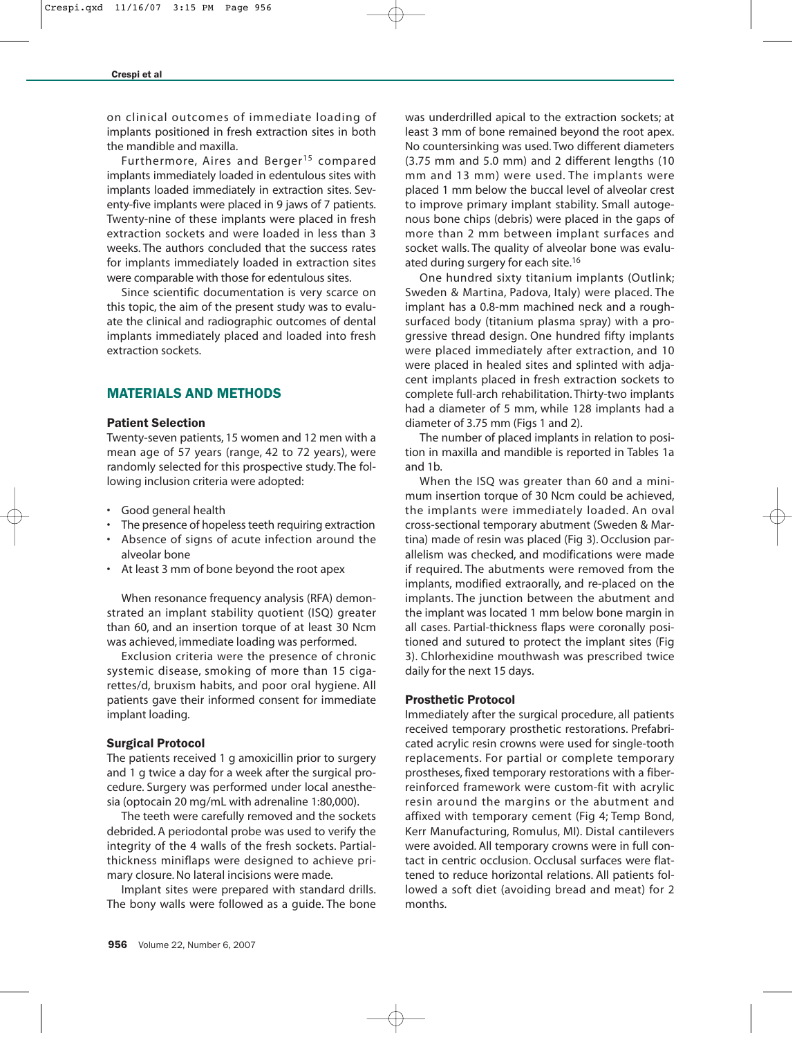on clinical outcomes of immediate loading of implants positioned in fresh extraction sites in both the mandible and maxilla.

Furthermore, Aires and Berger[15] compared implants immediately loaded in edentulous sites with implants loaded immediately in extraction sites. Seventy-five implants were placed in 9 jaws of 7 patients. Twenty-nine of these implants were placed in fresh extraction sockets and were loaded in less than 3 weeks. The authors concluded that the success rates for implants immediately loaded in extraction sites were comparable with those for edentulous sites.

Since scientific documentation is very scarce on this topic, the aim of the present study was to evaluate the clinical and radiographic outcomes of dental implants immediately placed and loaded into fresh extraction sockets.

## MATERIALS AND METHODS

### Patient Selection

Twenty-seven patients, 15 women and 12 men with a mean age of 57 years (range, 42 to 72 years), were randomly selected for this prospective study. The following inclusion criteria were adopted:

- Good general health
- The presence of hopeless teeth requiring extraction
- Absence of signs of acute infection around the alveolar bone
- At least 3 mm of bone beyond the root apex

When resonance frequency analysis (RFA) demonstrated an implant stability quotient (ISQ) greater than 60, and an insertion torque of at least 30 Ncm was achieved, immediate loading was performed.

Exclusion criteria were the presence of chronic systemic disease, smoking of more than 15 cigarettes/d, bruxism habits, and poor oral hygiene. All patients gave their informed consent for immediate implant loading.

### Surgical Protocol

The patients received 1 g amoxicillin prior to surgery and 1 g twice a day for a week after the surgical procedure. Surgery was performed under local anesthesia (optocain 20 mg/mL with adrenaline 1:80,000).

The teeth were carefully removed and the sockets debrided. A periodontal probe was used to verify the integrity of the 4 walls of the fresh sockets. Partial-thickness miniflaps were designed to achieve primary closure. No lateral incisions were made.

Implant sites were prepared with standard drills. The bony walls were followed as a guide. The bone was underdrilled apical to the extraction sockets; at least 3 mm of bone remained beyond the root apex. No countersinking was used. Two different diameters (3.75 mm and 5.0 mm) and 2 different lengths (10 mm and 13 mm) were used. The implants were placed 1 mm below the buccal level of alveolar crest to improve primary implant stability. Small autogenous bone chips (debris) were placed in the gaps of more than 2 mm between implant surfaces and socket walls. The quality of alveolar bone was evaluated during surgery for each site.[16]

One hundred sixty titanium implants (Outlink; Sweden & Martina, Padova, Italy) were placed. The implant has a 0.8-mm machined neck and a rough-surfaced body (titanium plasma spray) with a progressive thread design. One hundred fifty implants were placed immediately after extraction, and 10 were placed in healed sites and splinted with adjacent implants placed in fresh extraction sockets to complete full-arch rehabilitation. Thirty-two implants had a diameter of 5 mm, while 128 implants had a diameter of 3.75 mm (Figs 1 and 2).

The number of placed implants in relation to position in maxilla and mandible is reported in Tables 1a and 1b.

When the ISQ was greater than 60 and a minimum insertion torque of 30 Ncm could be achieved, the implants were immediately loaded. An oval cross-sectional temporary abutment (Sweden & Martina) made of resin was placed (Fig 3). Occlusion parallelism was checked, and modifications were made if required. The abutments were removed from the implants, modified extraorally, and re-placed on the implants. The junction between the abutment and the implant was located 1 mm below bone margin in all cases. Partial-thickness flaps were coronally positioned and sutured to protect the implant sites (Fig 3). Chlorhexidine mouthwash was prescribed twice daily for the next 15 days.

### Prosthetic Protocol

Immediately after the surgical procedure, all patients received temporary prosthetic restorations. Prefabricated acrylic resin crowns were used for single-tooth replacements. For partial or complete temporary prostheses, fixed temporary restorations with a fiber-reinforced framework were custom-fit with acrylic resin around the margins or the abutment and affixed with temporary cement (Fig 4; Temp Bond, Kerr Manufacturing, Romulus, MI). Distal cantilevers were avoided. All temporary crowns were in full contact in centric occlusion. Occlusal surfaces were flattened to reduce horizontal relations. All patients followed a soft diet (avoiding bread and meat) for 2 months.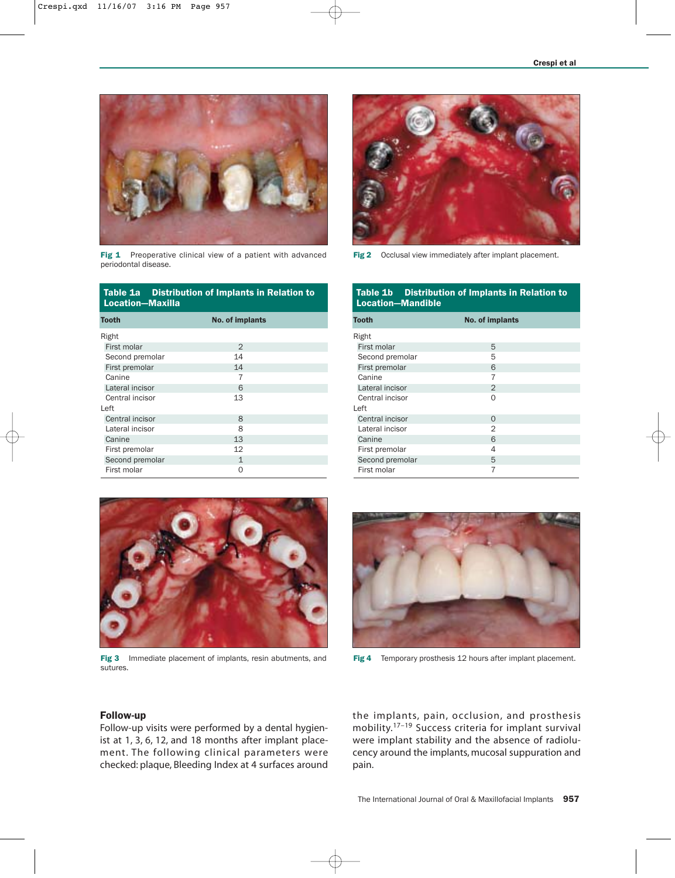Fig 1 Preoperative clinical view of a patient with advanced periodontal disease.

Fig 2 Occlusal view immediately after implant placement.

**Table 1a Distribution of Implants in Relation to Location—Maxilla**

| Tooth | No. of implants |
|---|---|
| Right | |
| First molar | 2 |
| Second premolar | 14 |
| First premolar | 14 |
| Canine | 7 |
| Lateral incisor | 6 |
| Central incisor | 13 |
| Left | |
| Central incisor | 8 |
| Lateral incisor | 8 |
| Canine | 13 |
| First premolar | 12 |
| Second premolar | 1 |
| First molar | 0 |

**Table 1b Distribution of Implants in Relation to Location—Mandible**

| Tooth | No. of implants |
|---|---|
| Right | |
| First molar | 5 |
| Second premolar | 5 |
| First premolar | 6 |
| Canine | 7 |
| Lateral incisor | 2 |
| Central incisor | 0 |
| Left | |
| Central incisor | 0 |
| Lateral incisor | 2 |
| Canine | 6 |
| First premolar | 4 |
| Second premolar | 5 |
| First molar | 7 |

Fig 3 Immediate placement of implants, resin abutments, and sutures.

Fig 4 Temporary prosthesis 12 hours after implant placement.

## Follow-up

Follow-up visits were performed by a dental hygienist at 1, 3, 6, 12, and 18 months after implant placement. The following clinical parameters were checked: plaque, Bleeding Index at 4 surfaces around the implants, pain, occlusion, and prosthesis mobility.[17–19] Success criteria for implant survival were implant stability and the absence of radiolucency around the implants, mucosal suppuration and pain.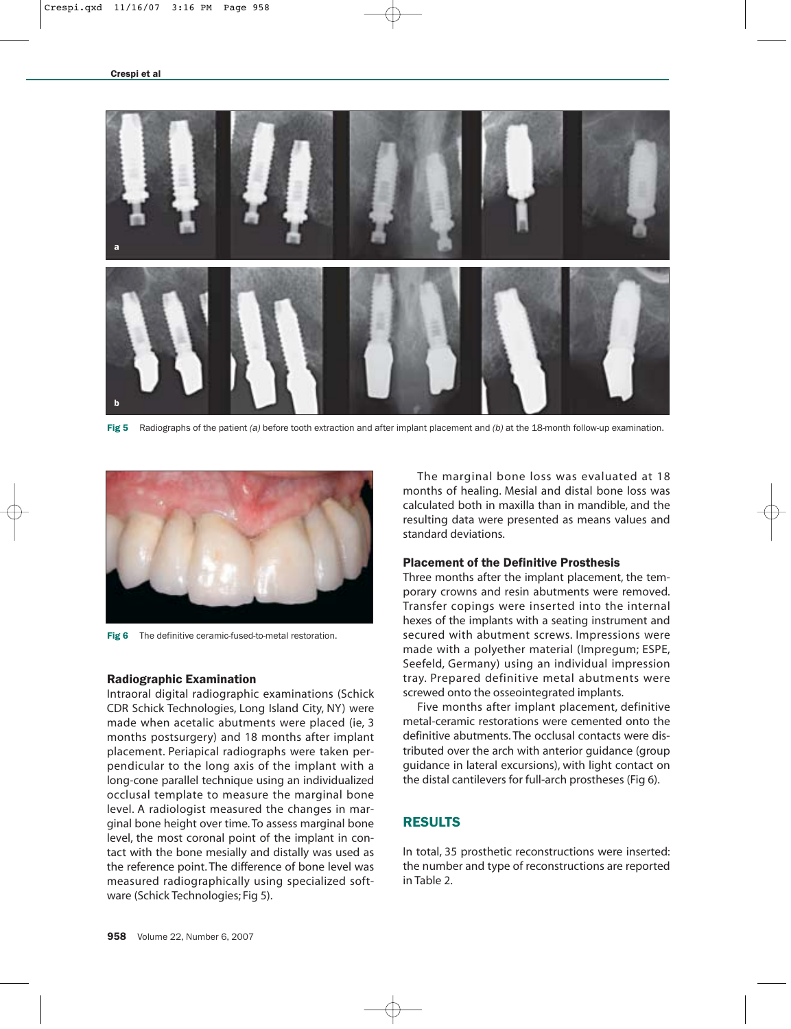Fig 5 Radiographs of the patient *(a)* before tooth extraction and after implant placement and *(b)* at the 18-month follow-up examination.

Fig 6 The definitive ceramic-fused-to-metal restoration.

### Radiographic Examination

Intraoral digital radiographic examinations (Schick CDR Schick Technologies, Long Island City, NY) were made when acetalic abutments were placed (ie, 3 months postsurgery) and 18 months after implant placement. Periapical radiographs were taken perpendicular to the long axis of the implant with a long-cone parallel technique using an individualized occlusal template to measure the marginal bone level. A radiologist measured the changes in marginal bone height over time. To assess marginal bone level, the most coronal point of the implant in contact with the bone mesially and distally was used as the reference point. The difference of bone level was measured radiographically using specialized software (Schick Technologies; Fig 5).

The marginal bone loss was evaluated at 18 months of healing. Mesial and distal bone loss was calculated both in maxilla than in mandible, and the resulting data were presented as means values and standard deviations.

### Placement of the Definitive Prosthesis

Three months after the implant placement, the temporary crowns and resin abutments were removed. Transfer copings were inserted into the internal hexes of the implants with a seating instrument and secured with abutment screws. Impressions were made with a polyether material (Impregum; ESPE, Seefeld, Germany) using an individual impression tray. Prepared definitive metal abutments were screwed onto the osseointegrated implants.

Five months after implant placement, definitive metal-ceramic restorations were cemented onto the definitive abutments. The occlusal contacts were distributed over the arch with anterior guidance (group guidance in lateral excursions), with light contact on the distal cantilevers for full-arch prostheses (Fig 6).

## RESULTS

In total, 35 prosthetic reconstructions were inserted: the number and type of reconstructions are reported in Table 2.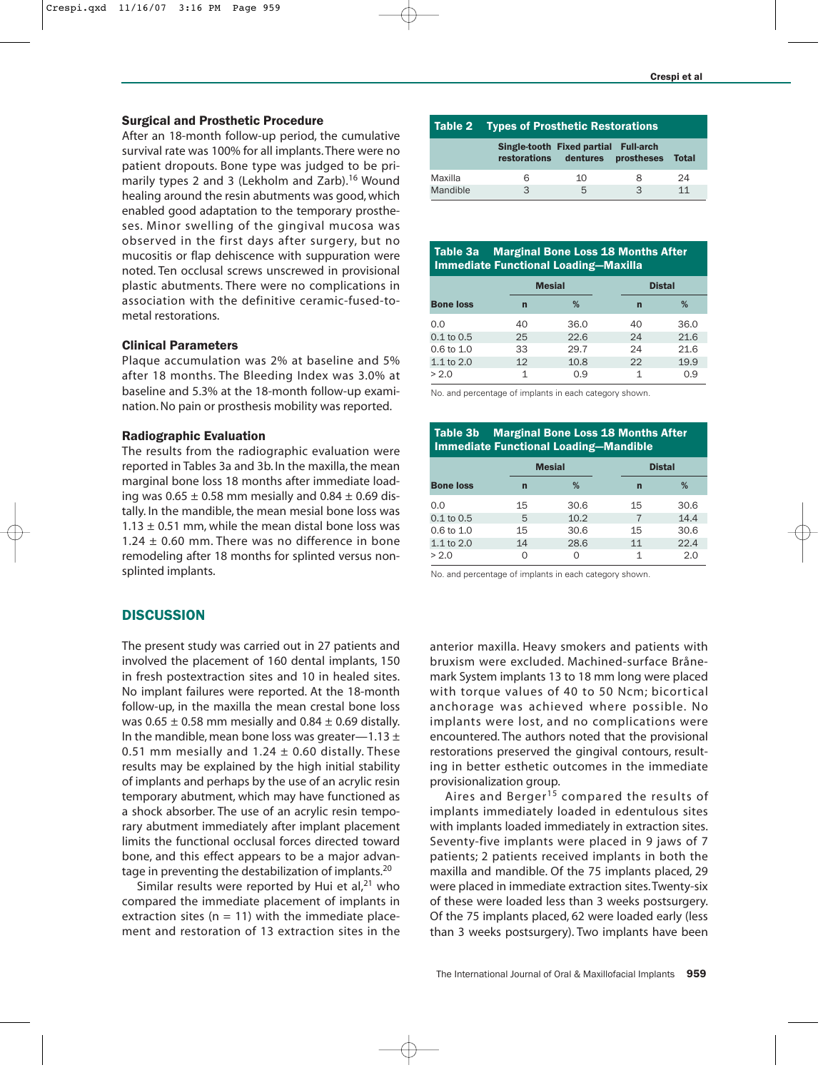### Surgical and Prosthetic Procedure

After an 18-month follow-up period, the cumulative survival rate was 100% for all implants. There were no patient dropouts. Bone type was judged to be primarily types 2 and 3 (Lekholm and Zarb).[16] Wound healing around the resin abutments was good, which enabled good adaptation to the temporary prostheses. Minor swelling of the gingival mucosa was observed in the first days after surgery, but no mucositis or flap dehiscence with suppuration were noted. Ten occlusal screws unscrewed in provisional plastic abutments. There were no complications in association with the definitive ceramic-fused-to-metal restorations.

### Clinical Parameters

Plaque accumulation was 2% at baseline and 5% after 18 months. The Bleeding Index was 3.0% at baseline and 5.3% at the 18-month follow-up examination. No pain or prosthesis mobility was reported.

### Radiographic Evaluation

The results from the radiographic evaluation were reported in Tables 3a and 3b. In the maxilla, the mean marginal bone loss 18 months after immediate loading was 0.65 ± 0.58 mm mesially and 0.84 ± 0.69 distally. In the mandible, the mean mesial bone loss was 1.13 ± 0.51 mm, while the mean distal bone loss was 1.24 ± 0.60 mm. There was no difference in bone remodeling after 18 months for splinted versus nonsplinted implants.

**Table 2 Types of Prosthetic Restorations**

| | Single-tooth restorations | Fixed partial dentures | Full-arch prostheses | Total |
|---|---|---|---|---|
| Maxilla | 6 | 10 | 8 | 24 |
| Mandible | 3 | 5 | 3 | 11 |

**Table 3a Marginal Bone Loss 18 Months After Immediate Functional Loading—Maxilla**

| | Mesial | | Distal | |
|---|---|---|---|---|
| Bone loss | n | % | n | % |
| 0.0 | 40 | 36.0 | 40 | 36.0 |
| 0.1 to 0.5 | 25 | 22.6 | 24 | 21.6 |
| 0.6 to 1.0 | 33 | 29.7 | 24 | 21.6 |
| 1.1 to 2.0 | 12 | 10.8 | 22 | 19.9 |
| > 2.0 | 1 | 0.9 | 1 | 0.9 |

No. and percentage of implants in each category shown.

**Table 3b Marginal Bone Loss 18 Months After Immediate Functional Loading—Mandible**

| | Mesial | | Distal | |
|---|---|---|---|---|
| Bone loss | n | % | n | % |
| 0.0 | 15 | 30.6 | 15 | 30.6 |
| 0.1 to 0.5 | 5 | 10.2 | 7 | 14.4 |
| 0.6 to 1.0 | 15 | 30.6 | 15 | 30.6 |
| 1.1 to 2.0 | 14 | 28.6 | 11 | 22.4 |
| > 2.0 | 0 | 0 | 1 | 2.0 |

No. and percentage of implants in each category shown.

## DISCUSSION

The present study was carried out in 27 patients and involved the placement of 160 dental implants, 150 in fresh postextraction sites and 10 in healed sites. No implant failures were reported. At the 18-month follow-up, in the maxilla the mean crestal bone loss was 0.65 ± 0.58 mm mesially and 0.84 ± 0.69 distally. In the mandible, mean bone loss was greater—1.13 ± 0.51 mm mesially and 1.24 ± 0.60 distally. These results may be explained by the high initial stability of implants and perhaps by the use of an acrylic resin temporary abutment, which may have functioned as a shock absorber. The use of an acrylic resin temporary abutment immediately after implant placement limits the functional occlusal forces directed toward bone, and this effect appears to be a major advantage in preventing the destabilization of implants.[20]

Similar results were reported by Hui et al,[21] who compared the immediate placement of implants in extraction sites (n = 11) with the immediate placement and restoration of 13 extraction sites in the anterior maxilla. Heavy smokers and patients with bruxism were excluded. Machined-surface Brånemark System implants 13 to 18 mm long were placed with torque values of 40 to 50 Ncm; bicortical anchorage was achieved where possible. No implants were lost, and no complications were encountered. The authors noted that the provisional restorations preserved the gingival contours, resulting in better esthetic outcomes in the immediate provisionalization group.

Aires and Berger[15] compared the results of implants immediately loaded in edentulous sites with implants loaded immediately in extraction sites. Seventy-five implants were placed in 9 jaws of 7 patients; 2 patients received implants in both the maxilla and mandible. Of the 75 implants placed, 29 were placed in immediate extraction sites. Twenty-six of these were loaded less than 3 weeks postsurgery. Of the 75 implants placed, 62 were loaded early (less than 3 weeks postsurgery). Two implants have been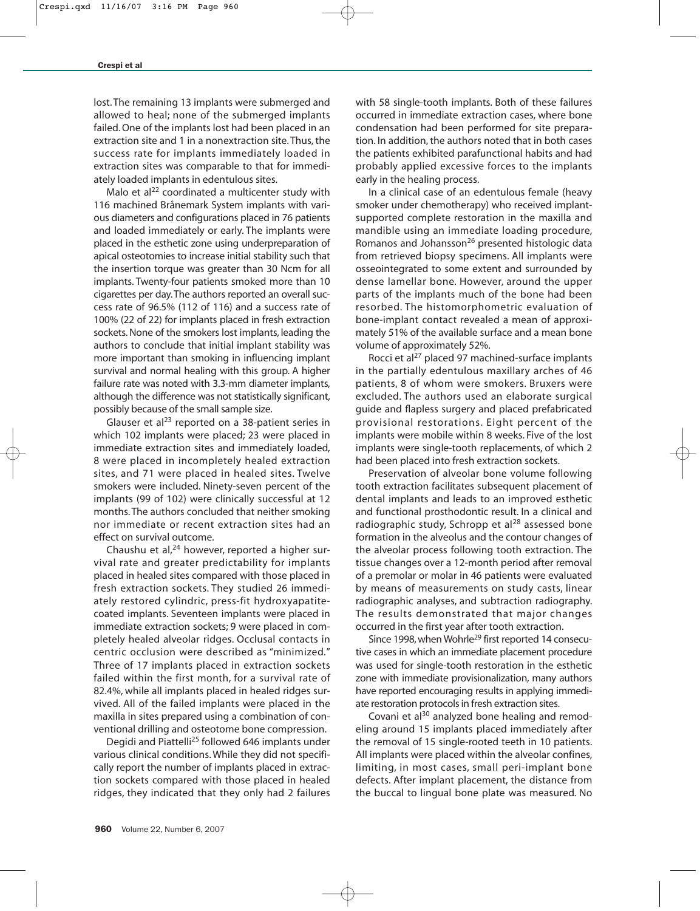lost. The remaining 13 implants were submerged and allowed to heal; none of the submerged implants failed. One of the implants lost had been placed in an extraction site and 1 in a nonextraction site. Thus, the success rate for implants immediately loaded in extraction sites was comparable to that for immediately loaded implants in edentulous sites.

Malo et al[22] coordinated a multicenter study with 116 machined Brånemark System implants with various diameters and configurations placed in 76 patients and loaded immediately or early. The implants were placed in the esthetic zone using underpreparation of apical osteotomies to increase initial stability such that the insertion torque was greater than 30 Ncm for all implants. Twenty-four patients smoked more than 10 cigarettes per day. The authors reported an overall success rate of 96.5% (112 of 116) and a success rate of 100% (22 of 22) for implants placed in fresh extraction sockets. None of the smokers lost implants, leading the authors to conclude that initial implant stability was more important than smoking in influencing implant survival and normal healing with this group. A higher failure rate was noted with 3.3-mm diameter implants, although the difference was not statistically significant, possibly because of the small sample size.

Glauser et al[23] reported on a 38-patient series in which 102 implants were placed; 23 were placed in immediate extraction sites and immediately loaded, 8 were placed in incompletely healed extraction sites, and 71 were placed in healed sites. Twelve smokers were included. Ninety-seven percent of the implants (99 of 102) were clinically successful at 12 months. The authors concluded that neither smoking nor immediate or recent extraction sites had an effect on survival outcome.

Chaushu et al,[24] however, reported a higher survival rate and greater predictability for implants placed in healed sites compared with those placed in fresh extraction sockets. They studied 26 immediately restored cylindric, press-fit hydroxyapatite-coated implants. Seventeen implants were placed in immediate extraction sockets; 9 were placed in completely healed alveolar ridges. Occlusal contacts in centric occlusion were described as "minimized." Three of 17 implants placed in extraction sockets failed within the first month, for a survival rate of 82.4%, while all implants placed in healed ridges survived. All of the failed implants were placed in the maxilla in sites prepared using a combination of conventional drilling and osteotome bone compression.

Degidi and Piattelli[25] followed 646 implants under various clinical conditions. While they did not specifically report the number of implants placed in extraction sockets compared with those placed in healed ridges, they indicated that they only had 2 failures with 58 single-tooth implants. Both of these failures occurred in immediate extraction cases, where bone condensation had been performed for site preparation. In addition, the authors noted that in both cases the patients exhibited parafunctional habits and had probably applied excessive forces to the implants early in the healing process.

In a clinical case of an edentulous female (heavy smoker under chemotherapy) who received implant-supported complete restoration in the maxilla and mandible using an immediate loading procedure, Romanos and Johansson[26] presented histologic data from retrieved biopsy specimens. All implants were osseointegrated to some extent and surrounded by dense lamellar bone. However, around the upper parts of the implants much of the bone had been resorbed. The histomorphometric evaluation of bone-implant contact revealed a mean of approximately 51% of the available surface and a mean bone volume of approximately 52%.

Rocci et al[27] placed 97 machined-surface implants in the partially edentulous maxillary arches of 46 patients, 8 of whom were smokers. Bruxers were excluded. The authors used an elaborate surgical guide and flapless surgery and placed prefabricated provisional restorations. Eight percent of the implants were mobile within 8 weeks. Five of the lost implants were single-tooth replacements, of which 2 had been placed into fresh extraction sockets.

Preservation of alveolar bone volume following tooth extraction facilitates subsequent placement of dental implants and leads to an improved esthetic and functional prosthodontic result. In a clinical and radiographic study, Schropp et al[28] assessed bone formation in the alveolus and the contour changes of the alveolar process following tooth extraction. The tissue changes over a 12-month period after removal of a premolar or molar in 46 patients were evaluated by means of measurements on study casts, linear radiographic analyses, and subtraction radiography. The results demonstrated that major changes occurred in the first year after tooth extraction.

Since 1998, when Wohrle[29] first reported 14 consecutive cases in which an immediate placement procedure was used for single-tooth restoration in the esthetic zone with immediate provisionalization, many authors have reported encouraging results in applying immediate restoration protocols in fresh extraction sites.

Covani et al[30] analyzed bone healing and remodeling around 15 implants placed immediately after the removal of 15 single-rooted teeth in 10 patients. All implants were placed within the alveolar confines, limiting, in most cases, small peri-implant bone defects. After implant placement, the distance from the buccal to lingual bone plate was measured. No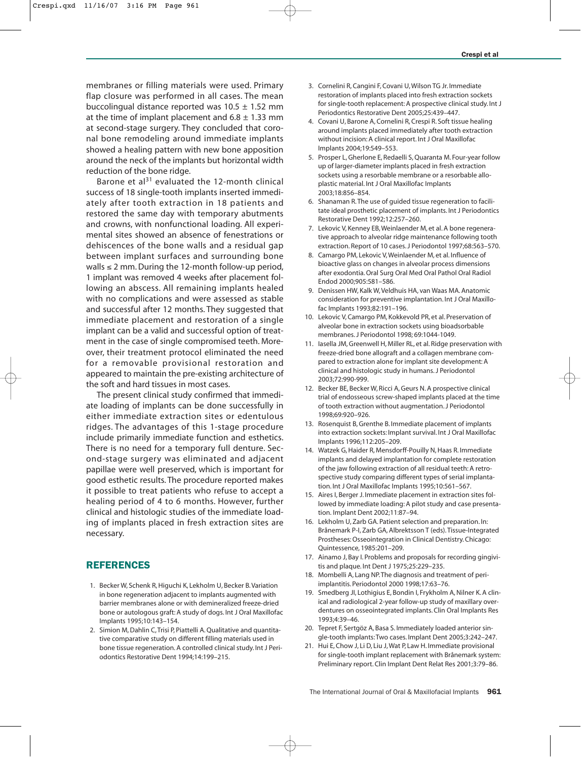membranes or filling materials were used. Primary flap closure was performed in all cases. The mean buccolingual distance reported was 10.5 ± 1.52 mm at the time of implant placement and 6.8 ± 1.33 mm at second-stage surgery. They concluded that coronal bone remodeling around immediate implants showed a healing pattern with new bone apposition around the neck of the implants but horizontal width reduction of the bone ridge.

Barone et al[31] evaluated the 12-month clinical success of 18 single-tooth implants inserted immediately after tooth extraction in 18 patients and restored the same day with temporary abutments and crowns, with nonfunctional loading. All experimental sites showed an absence of fenestrations or dehiscences of the bone walls and a residual gap between implant surfaces and surrounding bone walls ≤ 2 mm. During the 12-month follow-up period, 1 implant was removed 4 weeks after placement following an abscess. All remaining implants healed with no complications and were assessed as stable and successful after 12 months. They suggested that immediate placement and restoration of a single implant can be a valid and successful option of treatment in the case of single compromised teeth. Moreover, their treatment protocol eliminated the need for a removable provisional restoration and appeared to maintain the pre-existing architecture of the soft and hard tissues in most cases.

The present clinical study confirmed that immediate loading of implants can be done successfully in either immediate extraction sites or edentulous ridges. The advantages of this 1-stage procedure include primarily immediate function and esthetics. There is no need for a temporary full denture. Second-stage surgery was eliminated and adjacent papillae were well preserved, which is important for good esthetic results. The procedure reported makes it possible to treat patients who refuse to accept a healing period of 4 to 6 months. However, further clinical and histologic studies of the immediate loading of implants placed in fresh extraction sites are necessary.

## REFERENCES

1. Becker W, Schenk R, Higuchi K, Lekholm U, Becker B. Variation in bone regeneration adjacent to implants augmented with barrier membranes alone or with demineralized freeze-dried bone or autologous graft: A study of dogs. Int J Oral Maxillofac Implants 1995;10:143–154.
2. Simion M, Dahlin C, Trisi P, Piattelli A. Qualitative and quantitative comparative study on different filling materials used in bone tissue regeneration. A controlled clinical study. Int J Periodontics Restorative Dent 1994;14:199–215.
3. Cornelini R, Cangini F, Covani U, Wilson TG Jr. Immediate restoration of implants placed into fresh extraction sockets for single-tooth replacement: A prospective clinical study. Int J Periodontics Restorative Dent 2005;25:439–447.
4. Covani U, Barone A, Cornelini R, Crespi R. Soft tissue healing around implants placed immediately after tooth extraction without incision: A clinical report. Int J Oral Maxillofac Implants 2004;19:549–553.
5. Prosper L, Gherlone E, Redaelli S, Quaranta M. Four-year follow up of larger-diameter implants placed in fresh extraction sockets using a resorbable membrane or a resorbable alloplastic material. Int J Oral Maxillofac Implants 2003;18:856–854.
6. Shanaman R. The use of guided tissue regeneration to facilitate ideal prosthetic placement of implants. Int J Periodontics Restorative Dent 1992;12:257–260.
7. Lekovic V, Kenney EB, Weinlaender M, et al. A bone regenerative approach to alveolar ridge maintenance following tooth extraction. Report of 10 cases. J Periodontol 1997;68:563–570.
8. Camargo PM, Lekovic V, Weinlaender M, et al. Influence of bioactive glass on changes in alveolar process dimensions after exodontia. Oral Surg Oral Med Oral Pathol Oral Radiol Endod 2000;905:581–586.
9. Denissen HW, Kalk W, Veldhuis HA, van Waas MA. Anatomic consideration for preventive implantation. Int J Oral Maxillofac Implants 1993;82:191–196.
10. Lekovic V, Camargo PM, Kokkevold PR, et al. Preservation of alveolar bone in extraction sockets using bioadsorbable membranes. J Periodontol 1998; 69:1044-1049.
11. Iasella JM, Greenwell H, Miller RL, et al. Ridge preservation with freeze-dried bone allograft and a collagen membrane compared to extraction alone for implant site development: A clinical and histologic study in humans. J Periodontol 2003;72:990-999.
12. Becker BE, Becker W, Ricci A, Geurs N. A prospective clinical trial of endosseous screw-shaped implants placed at the time of tooth extraction without augmentation. J Periodontol 1998;69:920–926.
13. Rosenquist B, Grenthe B. Immediate placement of implants into extraction sockets: Implant survival. Int J Oral Maxillofac Implants 1996;112:205–209.
14. Watzek G, Haider R, Mensdorff-Pouilly N, Haas R. Immediate implants and delayed implantation for complete restoration of the jaw following extraction of all residual teeth: A retrospective study comparing different types of serial implantation. Int J Oral Maxillofac Implants 1995;10:561–567.
15. Aires I, Berger J. Immediate placement in extraction sites followed by immediate loading: A pilot study and case presentation. Implant Dent 2002;11:87–94.
16. Lekholm U, Zarb GA. Patient selection and preparation. In: Brånemark P-I, Zarb GA, Albrektsson T (eds). Tissue-Integrated Prostheses: Osseointegration in Clinical Dentistry. Chicago: Quintessence, 1985:201–209.
17. Ainamo J, Bay I. Problems and proposals for recording gingivitis and plaque. Int Dent J 1975;25:229–235.
18. Mombelli A, Lang NP. The diagnosis and treatment of periimplantitis. Periodontol 2000 1998;17:63–76.
19. Smedberg JI, Lothigius E, Bondin I, Frykholm A, Nilner K. A clinical and radiological 2-year follow-up study of maxillary overdentures on osseointegrated implants. Clin Oral Implants Res 1993;4:39–46.
20. Tepret F, Sertgöz A, Basa S. Immediately loaded anterior single-tooth implants: Two cases. Implant Dent 2005;3:242–247.
21. Hui E, Chow J, Li D, Liu J, Wat P, Law H. Immediate provisional for single-tooth implant replacement with Brånemark system: Preliminary report. Clin Implant Dent Relat Res 2001;3:79–86.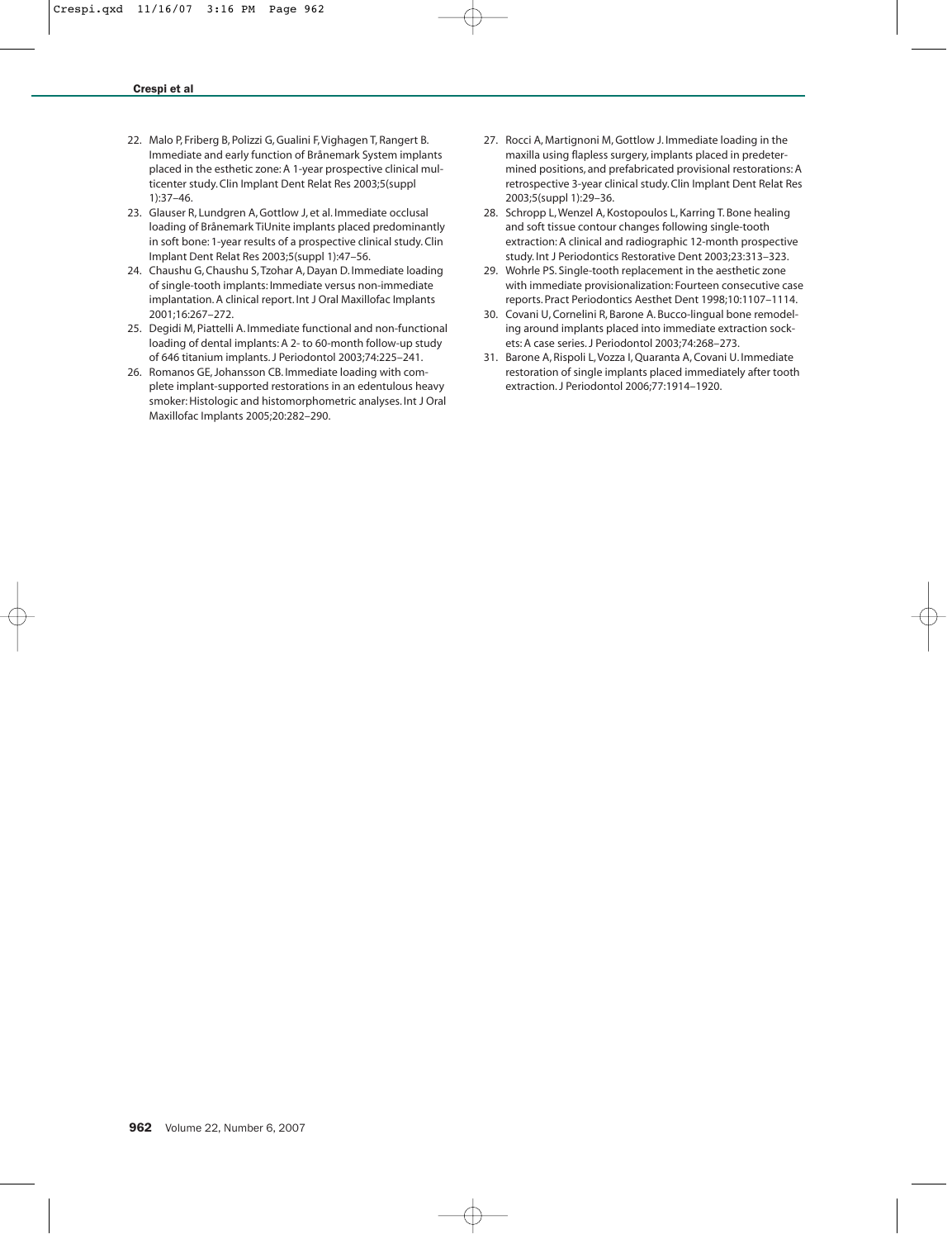22. Malo P, Friberg B, Polizzi G, Gualini F, Vighagen T, Rangert B. Immediate and early function of Brånemark System implants placed in the esthetic zone: A 1-year prospective clinical multicenter study. Clin Implant Dent Relat Res 2003;5(suppl 1):37–46.
23. Glauser R, Lundgren A, Gottlow J, et al. Immediate occlusal loading of Brånemark TiUnite implants placed predominantly in soft bone: 1-year results of a prospective clinical study. Clin Implant Dent Relat Res 2003;5(suppl 1):47–56.
24. Chaushu G, Chaushu S, Tzohar A, Dayan D. Immediate loading of single-tooth implants: Immediate versus non-immediate implantation. A clinical report. Int J Oral Maxillofac Implants 2001;16:267–272.
25. Degidi M, Piattelli A. Immediate functional and non-functional loading of dental implants: A 2- to 60-month follow-up study of 646 titanium implants. J Periodontol 2003;74:225–241.
26. Romanos GE, Johansson CB. Immediate loading with complete implant-supported restorations in an edentulous heavy smoker: Histologic and histomorphometric analyses. Int J Oral Maxillofac Implants 2005;20:282–290.
27. Rocci A, Martignoni M, Gottlow J. Immediate loading in the maxilla using flapless surgery, implants placed in predetermined positions, and prefabricated provisional restorations: A retrospective 3-year clinical study. Clin Implant Dent Relat Res 2003;5(suppl 1):29–36.
28. Schropp L, Wenzel A, Kostopoulos L, Karring T. Bone healing and soft tissue contour changes following single-tooth extraction: A clinical and radiographic 12-month prospective study. Int J Periodontics Restorative Dent 2003;23:313–323.
29. Wohrle PS. Single-tooth replacement in the aesthetic zone with immediate provisionalization: Fourteen consecutive case reports. Pract Periodontics Aesthet Dent 1998;10:1107–1114.
30. Covani U, Cornelini R, Barone A. Bucco-lingual bone remodeling around implants placed into immediate extraction sockets: A case series. J Periodontol 2003;74:268–273.
31. Barone A, Rispoli L, Vozza I, Quaranta A, Covani U. Immediate restoration of single implants placed immediately after tooth extraction. J Periodontol 2006;77:1914–1920.